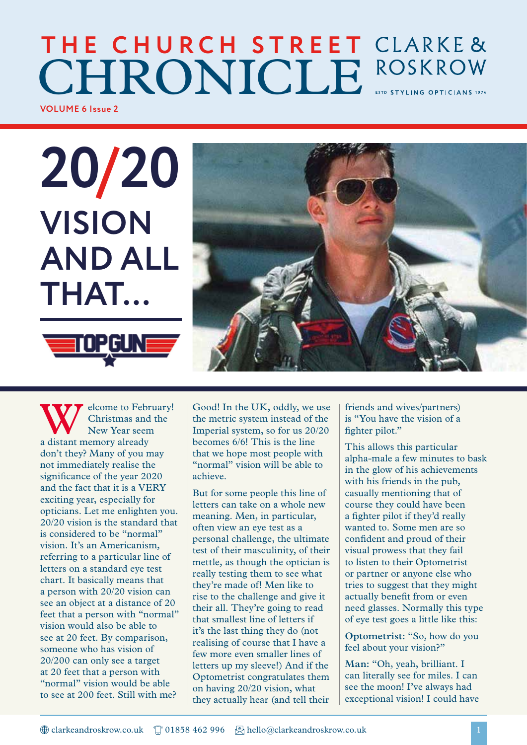# THE CHURCH STREET CHRONICLE

CLARKE & ROSKROW

ESTD STYLING OPTICIANS 1974

VOLUME 6 Issue 2

# 20/20 VISION AND ALL THAT...

TOP GUN

Welcome to February! Christmas and the New Year seem a distant memory already don't they? Many of you may not immediately realise the significance of the year 2020 and the fact that it is a VERY exciting year, especially for opticians. Let me enlighten you. 20/20 vision is the standard that is considered to be "normal" vision. It's an Americanism, referring to a particular line of letters on a standard eye test chart. It basically means that a person with 20/20 vision can see an object at a distance of 20 feet that a person with "normal" vision would also be able to see at 20 feet. By comparison, someone who has vision of 20/200 can only see a target at 20 feet that a person with "normal" vision would be able to see at 200 feet. Still with me? Good! In the UK, oddly, we use the metric system instead of the Imperial system, so for us 20/20 becomes 6/6! This is the line that we hope most people with "normal" vision will be able to achieve.

But for some people this line of letters can take on a whole new meaning. Men, in particular, often view an eye test as a personal challenge, the ultimate test of their masculinity, of their mettle, as though the optician is really testing them to see what they're made of! Men like to rise to the challenge and give it their all. They're going to read that smallest line of letters if it's the last thing they do (not realising of course that I have a few more even smaller lines of letters up my sleeve!) And if the Optometrist congratulates them on having 20/20 vision, what they actually hear (and tell their friends and wives/partners) is "You have the vision of a fighter pilot."

This allows this particular alpha-male a few minutes to bask in the glow of his achievements with his friends in the pub, casually mentioning that of course they could have been a fighter pilot if they'd really wanted to. Some men are so confident and proud of their visual prowess that they fail to listen to their Optometrist or partner or anyone else who tries to suggest that they might actually benefit from or even need glasses. Normally this type of eye test goes a little like this:

**Optometrist:** "So, how do you feel about your vision?"

**Man:** "Oh, yeah, brilliant. I can literally see for miles. I can see the moon! I've always had exceptional vision! I could have

clarkeandroskrow.co.uk 01858 462 996 hello@clarkeandroskrow.co.uk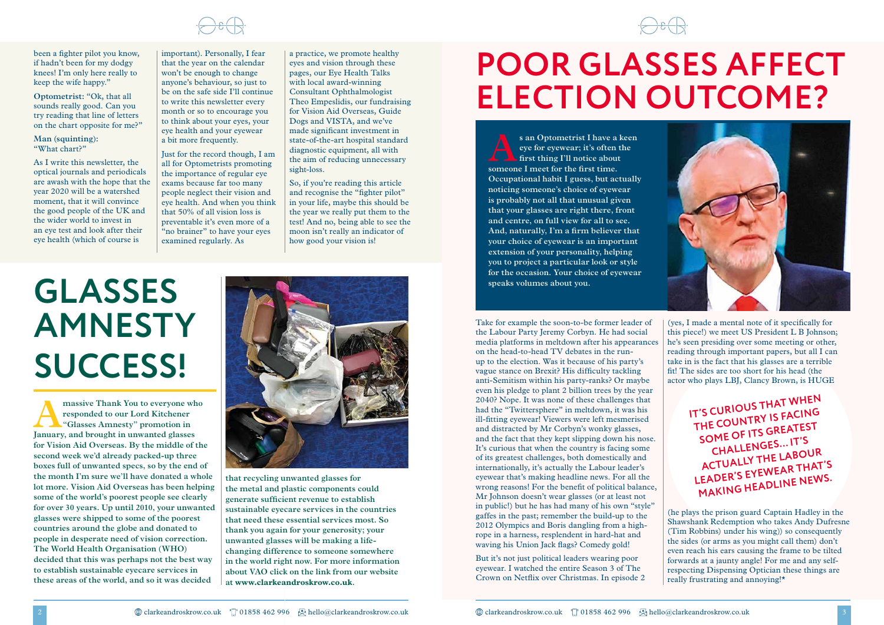been a fighter pilot you know, if hadn't been for my dodgy knees! I'm only here really to keep the wife happy."

**Optometrist:** "Ok, that all sounds really good. Can you try reading that line of letters on the chart opposite for me?"

**Man (squinting):** "What chart?"

As I write this newsletter, the optical journals and periodicals are awash with the hope that the year 2020 will be a watershed moment, that it will convince the good people of the UK and the wider world to invest in an eye test and look after their eye health (which of course is important). Personally, I fear that the year on the calendar won't be enough to change anyone's behaviour, so just to be on the safe side I'll continue to write this newsletter every month or so to encourage you to think about your eyes, your eye health and your eyewear a bit more frequently.

Just for the record though, I am all for Optometrists promoting the importance of regular eye exams because far too many people neglect their vision and eye health. And when you think that 50% of all vision loss is preventable it's even more of a "no brainer" to have your eyes examined regularly. As a practice, we promote healthy eyes and vision through these pages, our Eye Health Talks with local award-winning Consultant Ophthalmologist Theo Empeslidis, our fundraising for Vision Aid Overseas, Guide Dogs and VISTA, and we've made significant investment in state-of-the-art hospital standard diagnostic equipment, all with the aim of reducing unnecessary sight-loss.

So, if you're reading this article and recognise the "fighter pilot" in your life, maybe this should be the year we really put them to the test! And no, being able to see the moon isn't really an indicator of how good your vision is!

# GLASSES AMNESTY SUCCESS!

**A massive Thank You to everyone who responded to our Lord Kitchener "Glasses Amnesty" promotion in January, and brought in unwanted glasses for Vision Aid Overseas. By the middle of the second week we'd already packed-up three boxes full of unwanted specs, so by the end of the month I'm sure we'll have donated a whole lot more. Vision Aid Overseas has been helping some of the world's poorest people see clearly for over 30 years. Up until 2010, your unwanted glasses were shipped to some of the poorest countries around the globe and donated to people in desperate need of vision correction. The World Health Organisation (WHO) decided that this was perhaps not the best way to establish sustainable eyecare services in these areas of the world, and so it was decided that recycling unwanted glasses for the metal and plastic components could generate sufficient revenue to establish sustainable eyecare services in the countries that need these essential services most. So thank you again for your generosity; your unwanted glasses will be making a life-changing difference to someone somewhere in the world right now. For more information about VAO click on the link from our website at www.clarkeandroskrow.co.uk.**

# POOR GLASSES AFFECT ELECTION OUTCOME?

**As an Optometrist I have a keen eye for eyewear; it's often the first thing I'll notice about someone I meet for the first time. Occupational habit I guess, but actually noticing someone's choice of eyewear is probably not all that unusual given that your glasses are right there, front and centre, on full view for all to see. And, naturally, I'm a firm believer that your choice of eyewear is an important extension of your personality, helping you to project a particular look or style for the occasion. Your choice of eyewear speaks volumes about you.**

Take for example the soon-to-be former leader of the Labour Party Jeremy Corbyn. He had social media platforms in meltdown after his appearances on the head-to-head TV debates in the run-up to the election. Was it because of his party's vague stance on Brexit? His difficulty tackling anti-Semitism within his party-ranks? Or maybe even his pledge to plant 2 billion trees by the year 2040? Nope. It was none of these challenges that had the "Twittersphere" in meltdown, it was his ill-fitting eyewear! Viewers were left mesmerised and distracted by Mr Corbyn's wonky glasses, and the fact that they kept slipping down his nose. It's curious that when the country is facing some of its greatest challenges, both domestically and internationally, it's actually the Labour leader's eyewear that's making headline news. For all the wrong reasons! For the benefit of political balance, Mr Johnson doesn't wear glasses (or at least not in public!) but he has had many of his own "style" gaffes in the past; remember the build-up to the 2012 Olympics and Boris dangling from a high-rope in a harness, resplendent in hard-hat and waving his Union Jack flags? Comedy gold!

But it's not just political leaders wearing poor eyewear. I watched the entire Season 3 of The Crown on Netflix over Christmas. In episode 2 (yes, I made a mental note of it specifically for this piece!) we meet US President L B Johnson; he's seen presiding over some meeting or other, reading through important papers, but all I can take in is the fact that his glasses are a terrible fit! The sides are too short for his head (the actor who plays LBJ, Clancy Brown, is HUGE

**IT'S CURIOUS THAT WHEN THE COUNTRY IS FACING SOME OF ITS GREATEST CHALLENGES... IT'S ACTUALLY THE LABOUR LEADER'S EYEWEAR THAT'S MAKING HEADLINE NEWS.**

(he plays the prison guard Captain Hadley in the Shawshank Redemption who takes Andy Dufresne (Tim Robbins) under his wing)) so consequently the sides (or arms as you might call them) don't even reach his ears causing the frame to be tilted forwards at a jaunty angle! For me and any self-respecting Dispensing Optician these things are really frustrating and annoying!*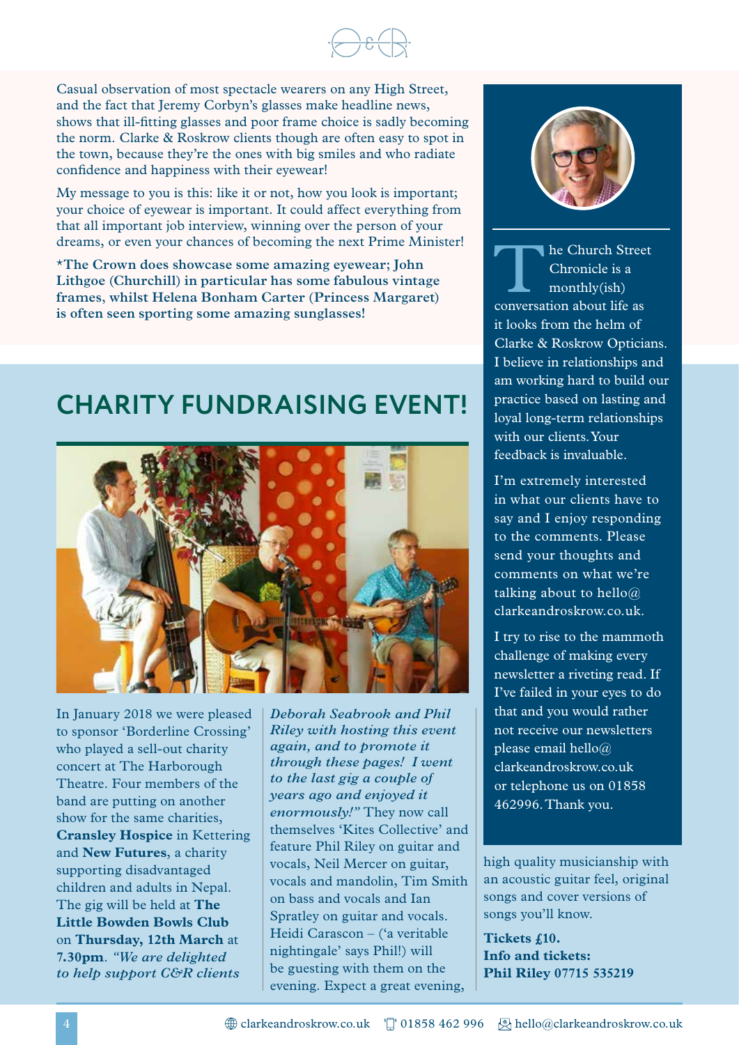Casual observation of most spectacle wearers on any High Street, and the fact that Jeremy Corbyn's glasses make headline news, shows that ill-fitting glasses and poor frame choice is sadly becoming the norm. Clarke & Roskrow clients though are often easy to spot in the town, because they're the ones with big smiles and who radiate confidence and happiness with their eyewear!

My message to you is this: like it or not, how you look is important; your choice of eyewear is important. It could affect everything from that all important job interview, winning over the person of your dreams, or even your chances of becoming the next Prime Minister!

**\*The Crown does showcase some amazing eyewear; John Lithgoe (Churchill) in particular has some fabulous vintage frames, whilst Helena Bonham Carter (Princess Margaret) is often seen sporting some amazing sunglasses!**

## CHARITY FUNDRAISING EVENT!

In January 2018 we were pleased to sponsor 'Borderline Crossing' who played a sell-out charity concert at The Harborough Theatre. Four members of the band are putting on another show for the same charities, **Cransley Hospice** in Kettering and **New Futures**, a charity supporting disadvantaged children and adults in Nepal. The gig will be held at **The Little Bowden Bowls Club** on **Thursday, 12th March** at **7.30pm**. *"We are delighted to help support C&R clients Deborah Seabrook and Phil Riley with hosting this event again, and to promote it through these pages! I went to the last gig a couple of years ago and enjoyed it enormously!"* They now call themselves 'Kites Collective' and feature Phil Riley on guitar and vocals, Neil Mercer on guitar, vocals and mandolin, Tim Smith on bass and vocals and Ian Spratley on guitar and vocals. Heidi Carascon – ('a veritable nightingale' says Phil!) will be guesting with them on the evening. Expect a great evening, high quality musicianship with an acoustic guitar feel, original songs and cover versions of songs you'll know.

**Tickets £10.**
**Info and tickets:**
**Phil Riley 07715 535219**

The Church Street Chronicle is a monthly(ish) conversation about life as it looks from the helm of Clarke & Roskrow Opticians. I believe in relationships and am working hard to build our practice based on lasting and loyal long-term relationships with our clients. Your feedback is invaluable.

I'm extremely interested in what our clients have to say and I enjoy responding to the comments. Please send your thoughts and comments on what we're talking about to hello@clarkeandroskrow.co.uk.

I try to rise to the mammoth challenge of making every newsletter a riveting read. If I've failed in your eyes to do that and you would rather not receive our newsletters please email hello@clarkeandroskrow.co.uk or telephone us on 01858 462996. Thank you.

clarkeandroskrow.co.uk | 01858 462 996 | hello@clarkeandroskrow.co.uk